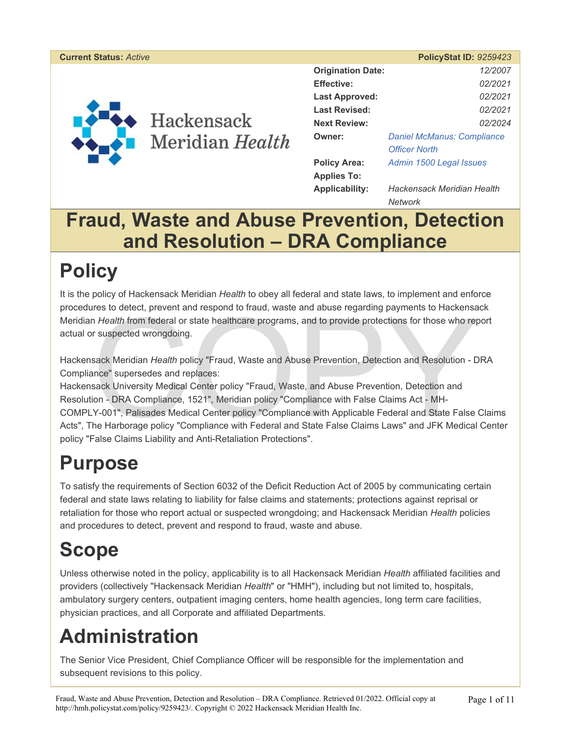**Current Status:** *Active* **PolicyStat ID:** *9259423*

| | |
|---|---|
| **Origination Date:** | *12/2007* |
| **Effective:** | *02/2021* |
| **Last Approved:** | *02/2021* |
| **Last Revised:** | *02/2021* |
| **Next Review:** | *02/2024* |
| **Owner:** | *Daniel McManus: Compliance Officer North* |
| **Policy Area:** | *Admin 1500 Legal Issues* |
| **Applies To:** | |
| **Applicability:** | *Hackensack Meridian Health Network* |

# Fraud, Waste and Abuse Prevention, Detection and Resolution – DRA Compliance

## Policy

It is the policy of Hackensack Meridian *Health* to obey all federal and state laws, to implement and enforce procedures to detect, prevent and respond to fraud, waste and abuse regarding payments to Hackensack Meridian *Health* from federal or state healthcare programs, and to provide protections for those who report actual or suspected wrongdoing.

Hackensack Meridian *Health* policy "Fraud, Waste and Abuse Prevention, Detection and Resolution - DRA Compliance" supersedes and replaces:
Hackensack University Medical Center policy "Fraud, Waste, and Abuse Prevention, Detection and Resolution - DRA Compliance, 1521", Meridian policy "Compliance with False Claims Act - MH-COMPLY-001", Palisades Medical Center policy "Compliance with Applicable Federal and State False Claims Acts", The Harborage policy "Compliance with Federal and State False Claims Laws" and JFK Medical Center policy "False Claims Liability and Anti-Retaliation Protections".

## Purpose

To satisfy the requirements of Section 6032 of the Deficit Reduction Act of 2005 by communicating certain federal and state laws relating to liability for false claims and statements; protections against reprisal or retaliation for those who report actual or suspected wrongdoing; and Hackensack Meridian *Health* policies and procedures to detect, prevent and respond to fraud, waste and abuse.

## Scope

Unless otherwise noted in the policy, applicability is to all Hackensack Meridian *Health* affiliated facilities and providers (collectively "Hackensack Meridian *Health*" or "HMH"), including but not limited to, hospitals, ambulatory surgery centers, outpatient imaging centers, home health agencies, long term care facilities, physician practices, and all Corporate and affiliated Departments.

## Administration

The Senior Vice President, Chief Compliance Officer will be responsible for the implementation and subsequent revisions to this policy.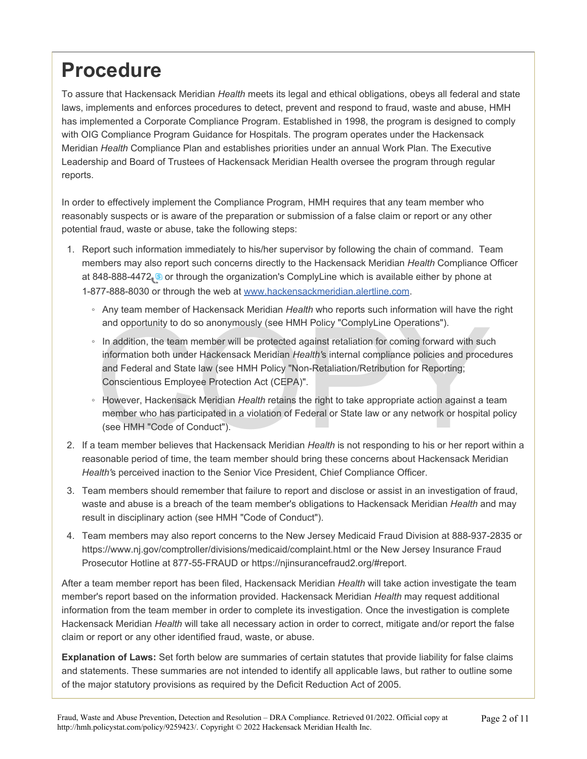# Procedure

To assure that Hackensack Meridian *Health* meets its legal and ethical obligations, obeys all federal and state laws, implements and enforces procedures to detect, prevent and respond to fraud, waste and abuse, HMH has implemented a Corporate Compliance Program. Established in 1998, the program is designed to comply with OIG Compliance Program Guidance for Hospitals. The program operates under the Hackensack Meridian *Health* Compliance Plan and establishes priorities under an annual Work Plan. The Executive Leadership and Board of Trustees of Hackensack Meridian Health oversee the program through regular reports.

In order to effectively implement the Compliance Program, HMH requires that any team member who reasonably suspects or is aware of the preparation or submission of a false claim or report or any other potential fraud, waste or abuse, take the following steps:

1. Report such information immediately to his/her supervisor by following the chain of command. Team members may also report such concerns directly to the Hackensack Meridian *Health* Compliance Officer at 848-888-4472 or through the organization's ComplyLine which is available either by phone at 1-877-888-8030 or through the web at [www.hackensackmeridian.alertline.com](www.hackensackmeridian.alertline.com).
   - Any team member of Hackensack Meridian *Health* who reports such information will have the right and opportunity to do so anonymously (see HMH Policy "ComplyLine Operations").
   - In addition, the team member will be protected against retaliation for coming forward with such information both under Hackensack Meridian *Health*'s internal compliance policies and procedures and Federal and State law (see HMH Policy "Non-Retaliation/Retribution for Reporting; Conscientious Employee Protection Act (CEPA)".
   - However, Hackensack Meridian *Health* retains the right to take appropriate action against a team member who has participated in a violation of Federal or State law or any network or hospital policy (see HMH "Code of Conduct").
2. If a team member believes that Hackensack Meridian *Health* is not responding to his or her report within a reasonable period of time, the team member should bring these concerns about Hackensack Meridian *Health'*s perceived inaction to the Senior Vice President, Chief Compliance Officer.
3. Team members should remember that failure to report and disclose or assist in an investigation of fraud, waste and abuse is a breach of the team member's obligations to Hackensack Meridian *Health* and may result in disciplinary action (see HMH "Code of Conduct").
4. Team members may also report concerns to the New Jersey Medicaid Fraud Division at 888-937-2835 or https://www.nj.gov/comptroller/divisions/medicaid/complaint.html or the New Jersey Insurance Fraud Prosecutor Hotline at 877-55-FRAUD or https://njinsurancefraud2.org/#report.

After a team member report has been filed, Hackensack Meridian *Health* will take action investigate the team member's report based on the information provided. Hackensack Meridian *Health* may request additional information from the team member in order to complete its investigation. Once the investigation is complete Hackensack Meridian *Health* will take all necessary action in order to correct, mitigate and/or report the false claim or report or any other identified fraud, waste, or abuse.

**Explanation of Laws:** Set forth below are summaries of certain statutes that provide liability for false claims and statements. These summaries are not intended to identify all applicable laws, but rather to outline some of the major statutory provisions as required by the Deficit Reduction Act of 2005.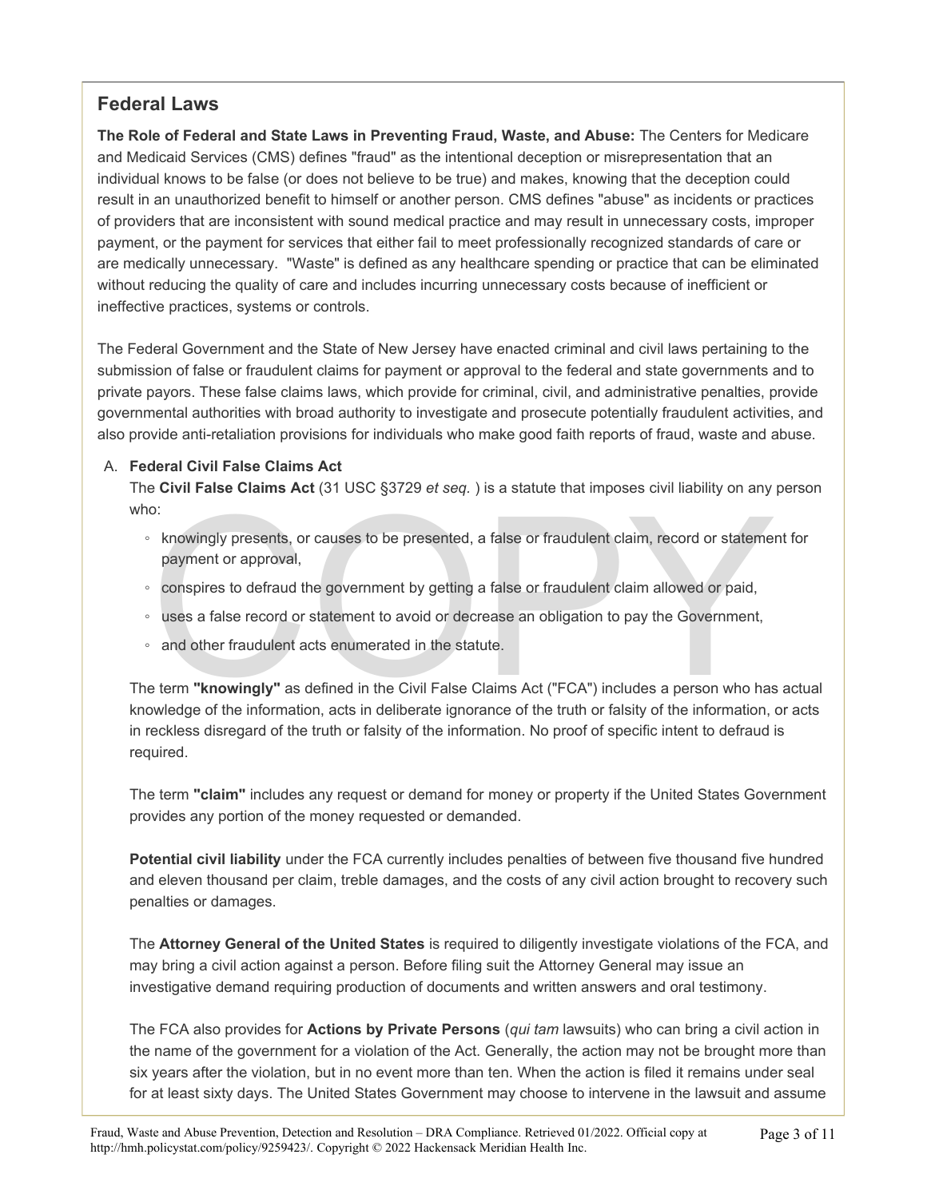## Federal Laws

**The Role of Federal and State Laws in Preventing Fraud, Waste, and Abuse:** The Centers for Medicare and Medicaid Services (CMS) defines "fraud" as the intentional deception or misrepresentation that an individual knows to be false (or does not believe to be true) and makes, knowing that the deception could result in an unauthorized benefit to himself or another person. CMS defines "abuse" as incidents or practices of providers that are inconsistent with sound medical practice and may result in unnecessary costs, improper payment, or the payment for services that either fail to meet professionally recognized standards of care or are medically unnecessary. "Waste" is defined as any healthcare spending or practice that can be eliminated without reducing the quality of care and includes incurring unnecessary costs because of inefficient or ineffective practices, systems or controls.

The Federal Government and the State of New Jersey have enacted criminal and civil laws pertaining to the submission of false or fraudulent claims for payment or approval to the federal and state governments and to private payors. These false claims laws, which provide for criminal, civil, and administrative penalties, provide governmental authorities with broad authority to investigate and prosecute potentially fraudulent activities, and also provide anti-retaliation provisions for individuals who make good faith reports of fraud, waste and abuse.

A. **Federal Civil False Claims Act**

The **Civil False Claims Act** (31 USC §3729 *et seq.* ) is a statute that imposes civil liability on any person who:

- knowingly presents, or causes to be presented, a false or fraudulent claim, record or statement for payment or approval,
- conspires to defraud the government by getting a false or fraudulent claim allowed or paid,
- uses a false record or statement to avoid or decrease an obligation to pay the Government,
- and other fraudulent acts enumerated in the statute.

The term **"knowingly"** as defined in the Civil False Claims Act ("FCA") includes a person who has actual knowledge of the information, acts in deliberate ignorance of the truth or falsity of the information, or acts in reckless disregard of the truth or falsity of the information. No proof of specific intent to defraud is required.

The term **"claim"** includes any request or demand for money or property if the United States Government provides any portion of the money requested or demanded.

**Potential civil liability** under the FCA currently includes penalties of between five thousand five hundred and eleven thousand per claim, treble damages, and the costs of any civil action brought to recovery such penalties or damages.

The **Attorney General of the United States** is required to diligently investigate violations of the FCA, and may bring a civil action against a person. Before filing suit the Attorney General may issue an investigative demand requiring production of documents and written answers and oral testimony.

The FCA also provides for **Actions by Private Persons** (*qui tam* lawsuits) who can bring a civil action in the name of the government for a violation of the Act. Generally, the action may not be brought more than six years after the violation, but in no event more than ten. When the action is filed it remains under seal for at least sixty days. The United States Government may choose to intervene in the lawsuit and assume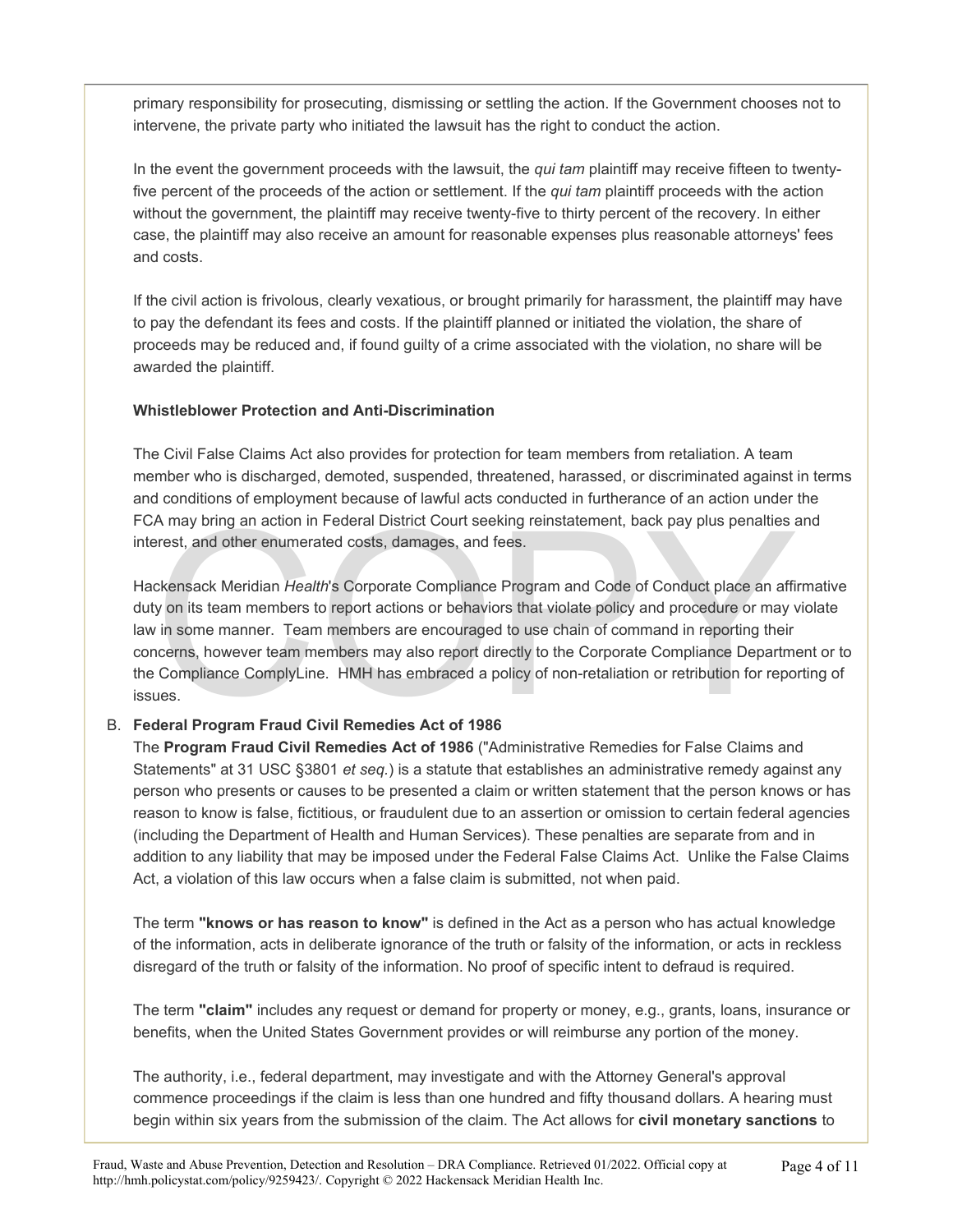primary responsibility for prosecuting, dismissing or settling the action. If the Government chooses not to intervene, the private party who initiated the lawsuit has the right to conduct the action.

In the event the government proceeds with the lawsuit, the *qui tam* plaintiff may receive fifteen to twenty-five percent of the proceeds of the action or settlement. If the *qui tam* plaintiff proceeds with the action without the government, the plaintiff may receive twenty-five to thirty percent of the recovery. In either case, the plaintiff may also receive an amount for reasonable expenses plus reasonable attorneys' fees and costs.

If the civil action is frivolous, clearly vexatious, or brought primarily for harassment, the plaintiff may have to pay the defendant its fees and costs. If the plaintiff planned or initiated the violation, the share of proceeds may be reduced and, if found guilty of a crime associated with the violation, no share will be awarded the plaintiff.

**Whistleblower Protection and Anti-Discrimination**

The Civil False Claims Act also provides for protection for team members from retaliation. A team member who is discharged, demoted, suspended, threatened, harassed, or discriminated against in terms and conditions of employment because of lawful acts conducted in furtherance of an action under the FCA may bring an action in Federal District Court seeking reinstatement, back pay plus penalties and interest, and other enumerated costs, damages, and fees.

Hackensack Meridian *Health*'s Corporate Compliance Program and Code of Conduct place an affirmative duty on its team members to report actions or behaviors that violate policy and procedure or may violate law in some manner. Team members are encouraged to use chain of command in reporting their concerns, however team members may also report directly to the Corporate Compliance Department or to the Compliance ComplyLine. HMH has embraced a policy of non-retaliation or retribution for reporting of issues.

B. **Federal Program Fraud Civil Remedies Act of 1986**

The **Program Fraud Civil Remedies Act of 1986** ("Administrative Remedies for False Claims and Statements" at 31 USC §3801 *et seq.*) is a statute that establishes an administrative remedy against any person who presents or causes to be presented a claim or written statement that the person knows or has reason to know is false, fictitious, or fraudulent due to an assertion or omission to certain federal agencies (including the Department of Health and Human Services). These penalties are separate from and in addition to any liability that may be imposed under the Federal False Claims Act. Unlike the False Claims Act, a violation of this law occurs when a false claim is submitted, not when paid.

The term **"knows or has reason to know"** is defined in the Act as a person who has actual knowledge of the information, acts in deliberate ignorance of the truth or falsity of the information, or acts in reckless disregard of the truth or falsity of the information. No proof of specific intent to defraud is required.

The term **"claim"** includes any request or demand for property or money, e.g., grants, loans, insurance or benefits, when the United States Government provides or will reimburse any portion of the money.

The authority, i.e., federal department, may investigate and with the Attorney General's approval commence proceedings if the claim is less than one hundred and fifty thousand dollars. A hearing must begin within six years from the submission of the claim. The Act allows for **civil monetary sanctions** to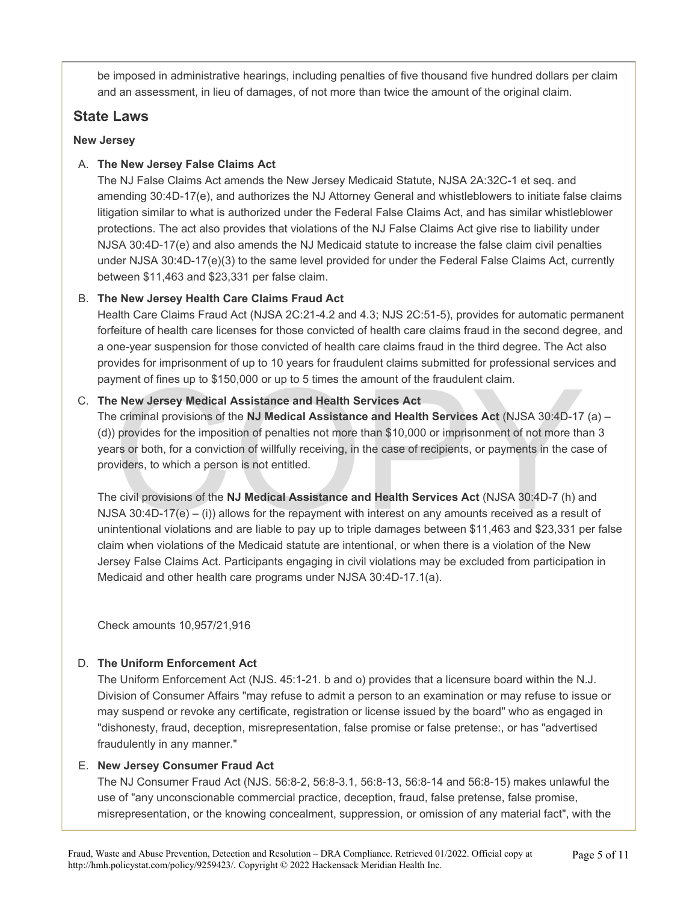be imposed in administrative hearings, including penalties of five thousand five hundred dollars per claim and an assessment, in lieu of damages, of not more than twice the amount of the original claim.

## State Laws

**New Jersey**

A. **The New Jersey False Claims Act**

The NJ False Claims Act amends the New Jersey Medicaid Statute, NJSA 2A:32C-1 et seq. and amending 30:4D-17(e), and authorizes the NJ Attorney General and whistleblowers to initiate false claims litigation similar to what is authorized under the Federal False Claims Act, and has similar whistleblower protections. The act also provides that violations of the NJ False Claims Act give rise to liability under NJSA 30:4D-17(e) and also amends the NJ Medicaid statute to increase the false claim civil penalties under NJSA 30:4D-17(e)(3) to the same level provided for under the Federal False Claims Act, currently between $11,463 and $23,331 per false claim.

B. **The New Jersey Health Care Claims Fraud Act**

Health Care Claims Fraud Act (NJSA 2C:21-4.2 and 4.3; NJS 2C:51-5), provides for automatic permanent forfeiture of health care licenses for those convicted of health care claims fraud in the second degree, and a one-year suspension for those convicted of health care claims fraud in the third degree. The Act also provides for imprisonment of up to 10 years for fraudulent claims submitted for professional services and payment of fines up to $150,000 or up to 5 times the amount of the fraudulent claim.

C. **The New Jersey Medical Assistance and Health Services Act**

The criminal provisions of the **NJ Medical Assistance and Health Services Act** (NJSA 30:4D-17 (a) – (d)) provides for the imposition of penalties not more than $10,000 or imprisonment of not more than 3 years or both, for a conviction of willfully receiving, in the case of recipients, or payments in the case of providers, to which a person is not entitled.

The civil provisions of the **NJ Medical Assistance and Health Services Act** (NJSA 30:4D-7 (h) and NJSA 30:4D-17(e) – (i)) allows for the repayment with interest on any amounts received as a result of unintentional violations and are liable to pay up to triple damages between $11,463 and $23,331 per false claim when violations of the Medicaid statute are intentional, or when there is a violation of the New Jersey False Claims Act. Participants engaging in civil violations may be excluded from participation in Medicaid and other health care programs under NJSA 30:4D-17.1(a).

Check amounts 10,957/21,916

D. **The Uniform Enforcement Act**

The Uniform Enforcement Act (NJS. 45:1-21. b and o) provides that a licensure board within the N.J. Division of Consumer Affairs "may refuse to admit a person to an examination or may refuse to issue or may suspend or revoke any certificate, registration or license issued by the board" who as engaged in "dishonesty, fraud, deception, misrepresentation, false promise or false pretense:, or has "advertised fraudulently in any manner."

E. **New Jersey Consumer Fraud Act**

The NJ Consumer Fraud Act (NJS. 56:8-2, 56:8-3.1, 56:8-13, 56:8-14 and 56:8-15) makes unlawful the use of "any unconscionable commercial practice, deception, fraud, false pretense, false promise, misrepresentation, or the knowing concealment, suppression, or omission of any material fact", with the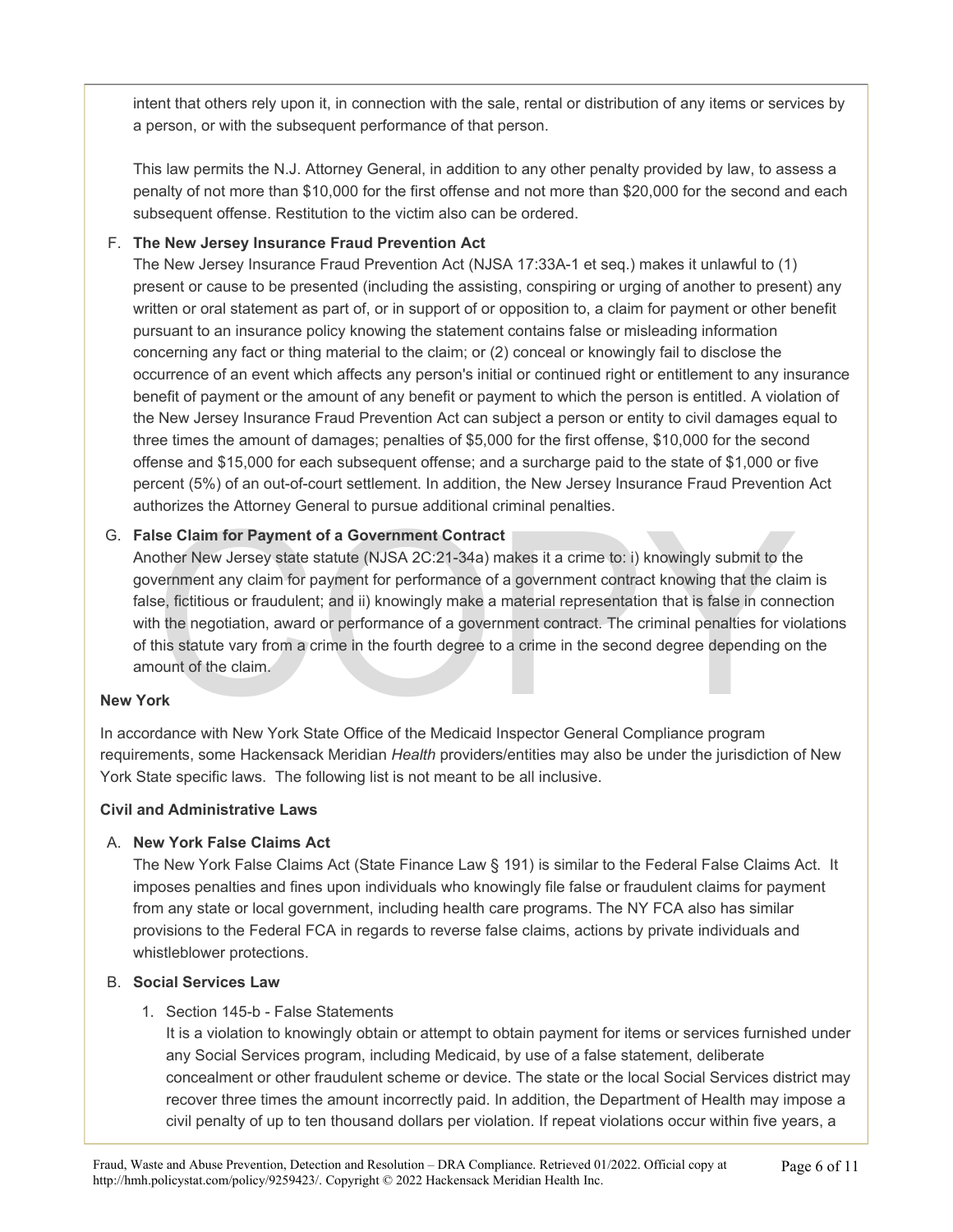intent that others rely upon it, in connection with the sale, rental or distribution of any items or services by a person, or with the subsequent performance of that person.

This law permits the N.J. Attorney General, in addition to any other penalty provided by law, to assess a penalty of not more than $10,000 for the first offense and not more than $20,000 for the second and each subsequent offense. Restitution to the victim also can be ordered.

F. **The New Jersey Insurance Fraud Prevention Act**

The New Jersey Insurance Fraud Prevention Act (NJSA 17:33A-1 et seq.) makes it unlawful to (1) present or cause to be presented (including the assisting, conspiring or urging of another to present) any written or oral statement as part of, or in support of or opposition to, a claim for payment or other benefit pursuant to an insurance policy knowing the statement contains false or misleading information concerning any fact or thing material to the claim; or (2) conceal or knowingly fail to disclose the occurrence of an event which affects any person's initial or continued right or entitlement to any insurance benefit of payment or the amount of any benefit or payment to which the person is entitled. A violation of the New Jersey Insurance Fraud Prevention Act can subject a person or entity to civil damages equal to three times the amount of damages; penalties of $5,000 for the first offense, $10,000 for the second offense and $15,000 for each subsequent offense; and a surcharge paid to the state of $1,000 or five percent (5%) of an out-of-court settlement. In addition, the New Jersey Insurance Fraud Prevention Act authorizes the Attorney General to pursue additional criminal penalties.

G. **False Claim for Payment of a Government Contract**

Another New Jersey state statute (NJSA 2C:21-34a) makes it a crime to: i) knowingly submit to the government any claim for payment for performance of a government contract knowing that the claim is false, fictitious or fraudulent; and ii) knowingly make a material representation that is false in connection with the negotiation, award or performance of a government contract. The criminal penalties for violations of this statute vary from a crime in the fourth degree to a crime in the second degree depending on the amount of the claim.

**New York**

In accordance with New York State Office of the Medicaid Inspector General Compliance program requirements, some Hackensack Meridian *Health* providers/entities may also be under the jurisdiction of New York State specific laws. The following list is not meant to be all inclusive.

**Civil and Administrative Laws**

A. **New York False Claims Act**

The New York False Claims Act (State Finance Law § 191) is similar to the Federal False Claims Act. It imposes penalties and fines upon individuals who knowingly file false or fraudulent claims for payment from any state or local government, including health care programs. The NY FCA also has similar provisions to the Federal FCA in regards to reverse false claims, actions by private individuals and whistleblower protections.

B. **Social Services Law**

1. Section 145-b - False Statements

   It is a violation to knowingly obtain or attempt to obtain payment for items or services furnished under any Social Services program, including Medicaid, by use of a false statement, deliberate concealment or other fraudulent scheme or device. The state or the local Social Services district may recover three times the amount incorrectly paid. In addition, the Department of Health may impose a civil penalty of up to ten thousand dollars per violation. If repeat violations occur within five years, a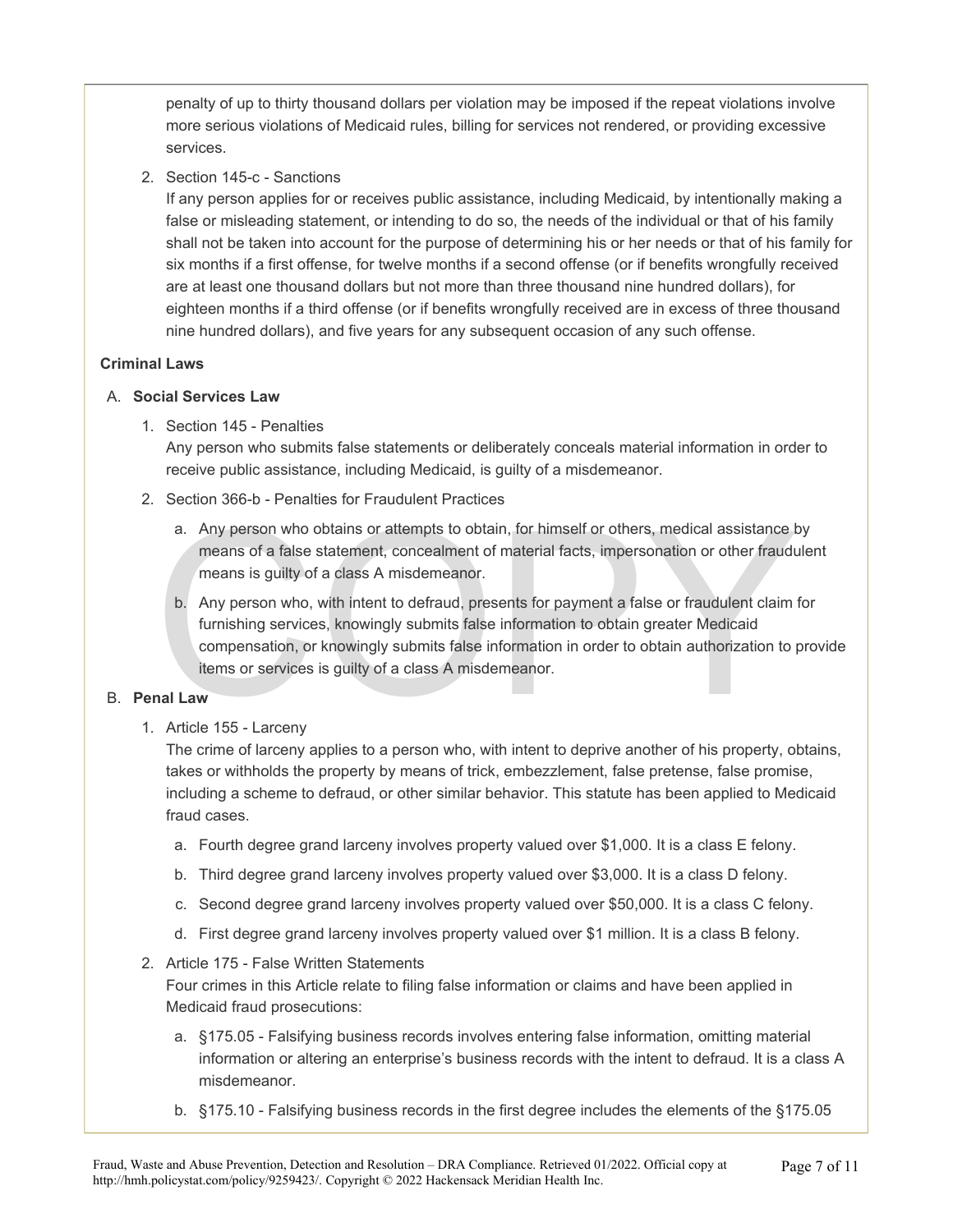penalty of up to thirty thousand dollars per violation may be imposed if the repeat violations involve more serious violations of Medicaid rules, billing for services not rendered, or providing excessive services.

2. Section 145-c - Sanctions
   If any person applies for or receives public assistance, including Medicaid, by intentionally making a false or misleading statement, or intending to do so, the needs of the individual or that of his family shall not be taken into account for the purpose of determining his or her needs or that of his family for six months if a first offense, for twelve months if a second offense (or if benefits wrongfully received are at least one thousand dollars but not more than three thousand nine hundred dollars), for eighteen months if a third offense (or if benefits wrongfully received are in excess of three thousand nine hundred dollars), and five years for any subsequent occasion of any such offense.

**Criminal Laws**

A. **Social Services Law**

1. Section 145 - Penalties
   Any person who submits false statements or deliberately conceals material information in order to receive public assistance, including Medicaid, is guilty of a misdemeanor.

2. Section 366-b - Penalties for Fraudulent Practices

   a. Any person who obtains or attempts to obtain, for himself or others, medical assistance by means of a false statement, concealment of material facts, impersonation or other fraudulent means is guilty of a class A misdemeanor.

   b. Any person who, with intent to defraud, presents for payment a false or fraudulent claim for furnishing services, knowingly submits false information to obtain greater Medicaid compensation, or knowingly submits false information in order to obtain authorization to provide items or services is guilty of a class A misdemeanor.

B. **Penal Law**

1. Article 155 - Larceny
   The crime of larceny applies to a person who, with intent to deprive another of his property, obtains, takes or withholds the property by means of trick, embezzlement, false pretense, false promise, including a scheme to defraud, or other similar behavior. This statute has been applied to Medicaid fraud cases.

   a. Fourth degree grand larceny involves property valued over $1,000. It is a class E felony.

   b. Third degree grand larceny involves property valued over $3,000. It is a class D felony.

   c. Second degree grand larceny involves property valued over $50,000. It is a class C felony.

   d. First degree grand larceny involves property valued over $1 million. It is a class B felony.

2. Article 175 - False Written Statements
   Four crimes in this Article relate to filing false information or claims and have been applied in Medicaid fraud prosecutions:

   a. §175.05 - Falsifying business records involves entering false information, omitting material information or altering an enterprise's business records with the intent to defraud. It is a class A misdemeanor.

   b. §175.10 - Falsifying business records in the first degree includes the elements of the §175.05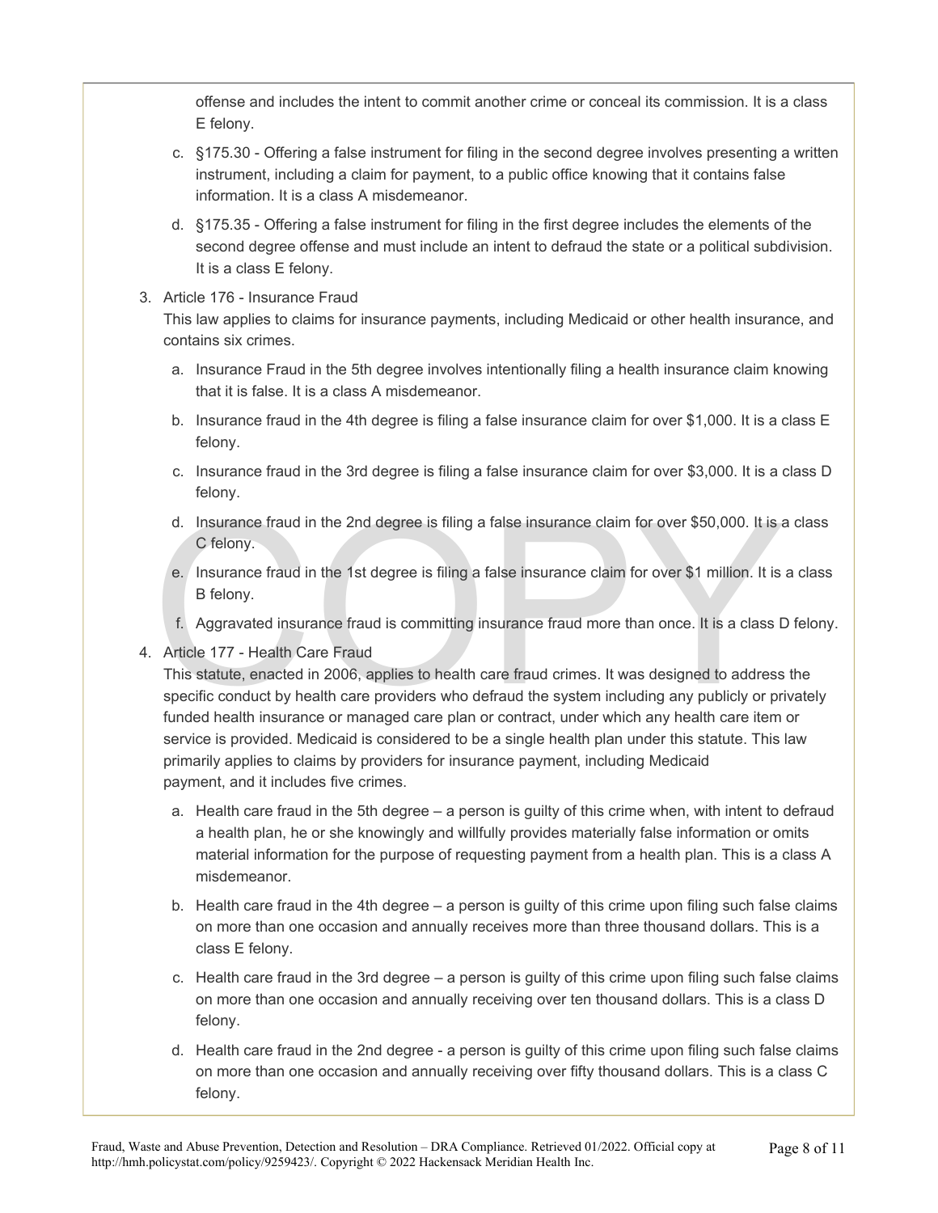offense and includes the intent to commit another crime or conceal its commission. It is a class E felony.

c. §175.30 - Offering a false instrument for filing in the second degree involves presenting a written instrument, including a claim for payment, to a public office knowing that it contains false information. It is a class A misdemeanor.

d. §175.35 - Offering a false instrument for filing in the first degree includes the elements of the second degree offense and must include an intent to defraud the state or a political subdivision. It is a class E felony.

3. Article 176 - Insurance Fraud
   This law applies to claims for insurance payments, including Medicaid or other health insurance, and contains six crimes.

   a. Insurance Fraud in the 5th degree involves intentionally filing a health insurance claim knowing that it is false. It is a class A misdemeanor.

   b. Insurance fraud in the 4th degree is filing a false insurance claim for over $1,000. It is a class E felony.

   c. Insurance fraud in the 3rd degree is filing a false insurance claim for over $3,000. It is a class D felony.

   d. Insurance fraud in the 2nd degree is filing a false insurance claim for over $50,000. It is a class C felony.

   e. Insurance fraud in the 1st degree is filing a false insurance claim for over $1 million. It is a class B felony.

   f. Aggravated insurance fraud is committing insurance fraud more than once. It is a class D felony.

4. Article 177 - Health Care Fraud
   This statute, enacted in 2006, applies to health care fraud crimes. It was designed to address the specific conduct by health care providers who defraud the system including any publicly or privately funded health insurance or managed care plan or contract, under which any health care item or service is provided. Medicaid is considered to be a single health plan under this statute. This law primarily applies to claims by providers for insurance payment, including Medicaid payment, and it includes five crimes.

   a. Health care fraud in the 5th degree – a person is guilty of this crime when, with intent to defraud a health plan, he or she knowingly and willfully provides materially false information or omits material information for the purpose of requesting payment from a health plan. This is a class A misdemeanor.

   b. Health care fraud in the 4th degree – a person is guilty of this crime upon filing such false claims on more than one occasion and annually receives more than three thousand dollars. This is a class E felony.

   c. Health care fraud in the 3rd degree – a person is guilty of this crime upon filing such false claims on more than one occasion and annually receiving over ten thousand dollars. This is a class D felony.

   d. Health care fraud in the 2nd degree - a person is guilty of this crime upon filing such false claims on more than one occasion and annually receiving over fifty thousand dollars. This is a class C felony.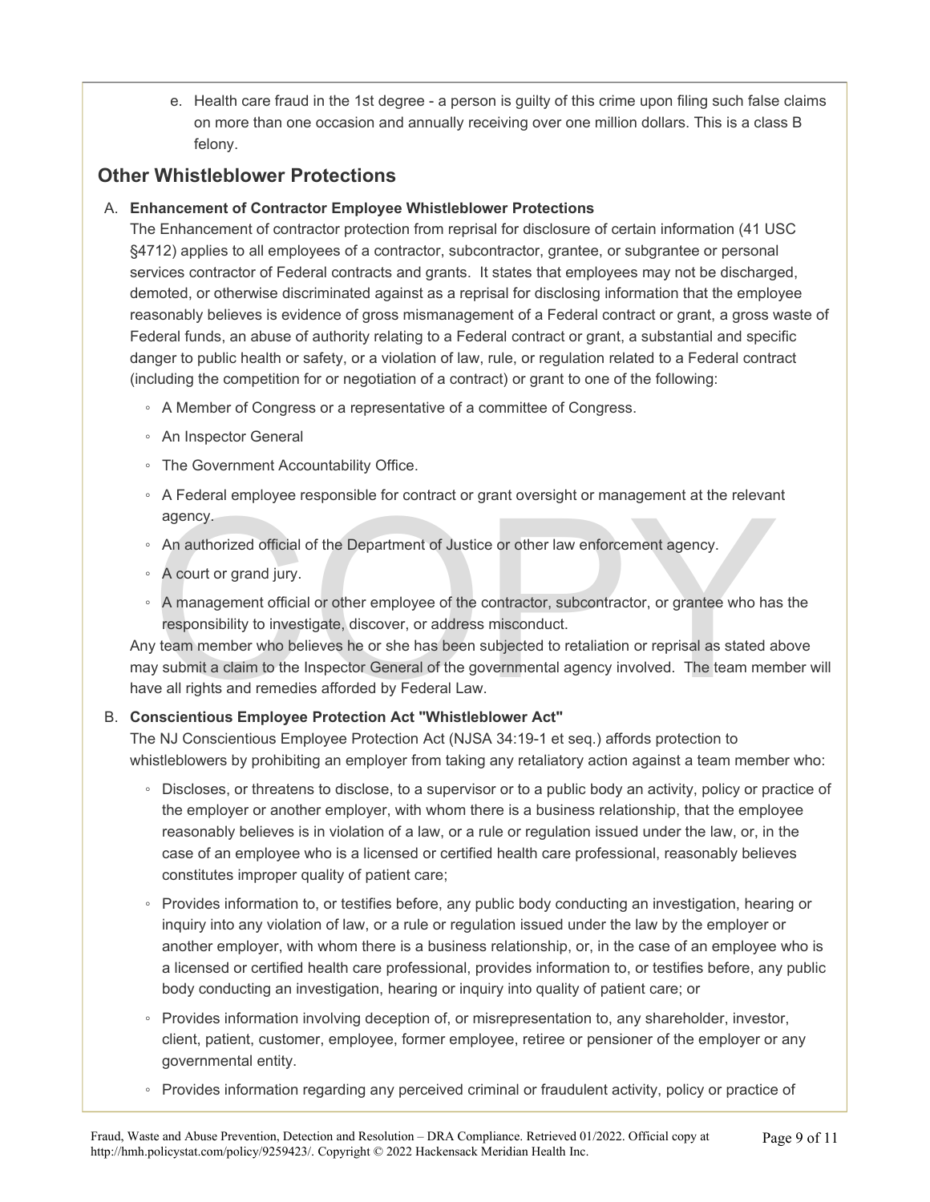e. Health care fraud in the 1st degree - a person is guilty of this crime upon filing such false claims on more than one occasion and annually receiving over one million dollars. This is a class B felony.

## Other Whistleblower Protections

A. **Enhancement of Contractor Employee Whistleblower Protections**

The Enhancement of contractor protection from reprisal for disclosure of certain information (41 USC §4712) applies to all employees of a contractor, subcontractor, grantee, or subgrantee or personal services contractor of Federal contracts and grants. It states that employees may not be discharged, demoted, or otherwise discriminated against as a reprisal for disclosing information that the employee reasonably believes is evidence of gross mismanagement of a Federal contract or grant, a gross waste of Federal funds, an abuse of authority relating to a Federal contract or grant, a substantial and specific danger to public health or safety, or a violation of law, rule, or regulation related to a Federal contract (including the competition for or negotiation of a contract) or grant to one of the following:

- A Member of Congress or a representative of a committee of Congress.
- An Inspector General
- The Government Accountability Office.
- A Federal employee responsible for contract or grant oversight or management at the relevant agency.
- An authorized official of the Department of Justice or other law enforcement agency.
- A court or grand jury.
- A management official or other employee of the contractor, subcontractor, or grantee who has the responsibility to investigate, discover, or address misconduct.

Any team member who believes he or she has been subjected to retaliation or reprisal as stated above may submit a claim to the Inspector General of the governmental agency involved. The team member will have all rights and remedies afforded by Federal Law.

B. **Conscientious Employee Protection Act "Whistleblower Act"**

The NJ Conscientious Employee Protection Act (NJSA 34:19-1 et seq.) affords protection to whistleblowers by prohibiting an employer from taking any retaliatory action against a team member who:

- Discloses, or threatens to disclose, to a supervisor or to a public body an activity, policy or practice of the employer or another employer, with whom there is a business relationship, that the employee reasonably believes is in violation of a law, or a rule or regulation issued under the law, or, in the case of an employee who is a licensed or certified health care professional, reasonably believes constitutes improper quality of patient care;
- Provides information to, or testifies before, any public body conducting an investigation, hearing or inquiry into any violation of law, or a rule or regulation issued under the law by the employer or another employer, with whom there is a business relationship, or, in the case of an employee who is a licensed or certified health care professional, provides information to, or testifies before, any public body conducting an investigation, hearing or inquiry into quality of patient care; or
- Provides information involving deception of, or misrepresentation to, any shareholder, investor, client, patient, customer, employee, former employee, retiree or pensioner of the employer or any governmental entity.
- Provides information regarding any perceived criminal or fraudulent activity, policy or practice of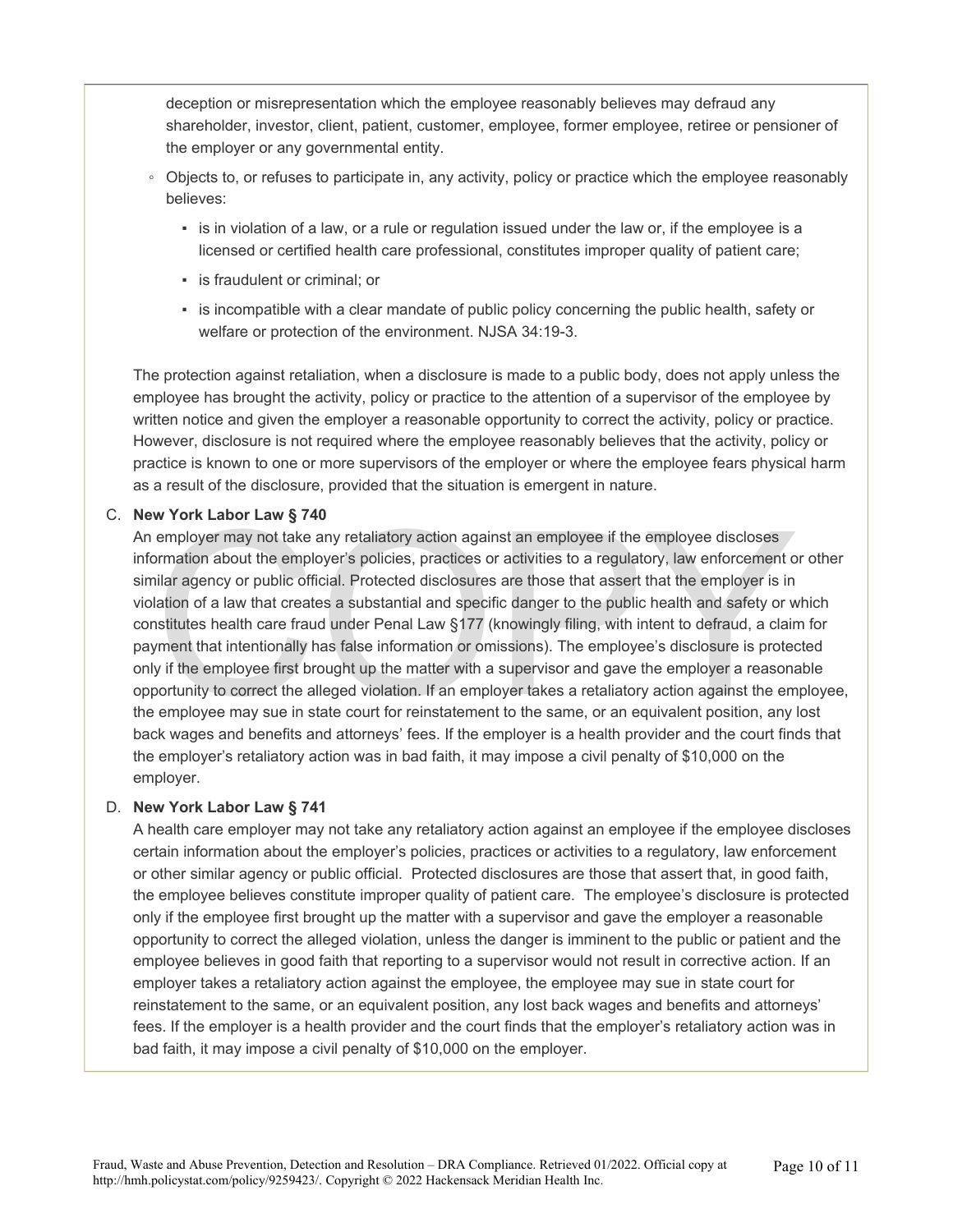deception or misrepresentation which the employee reasonably believes may defraud any shareholder, investor, client, patient, customer, employee, former employee, retiree or pensioner of the employer or any governmental entity.

- Objects to, or refuses to participate in, any activity, policy or practice which the employee reasonably believes:
  - is in violation of a law, or a rule or regulation issued under the law or, if the employee is a licensed or certified health care professional, constitutes improper quality of patient care;
  - is fraudulent or criminal; or
  - is incompatible with a clear mandate of public policy concerning the public health, safety or welfare or protection of the environment. NJSA 34:19-3.

The protection against retaliation, when a disclosure is made to a public body, does not apply unless the employee has brought the activity, policy or practice to the attention of a supervisor of the employee by written notice and given the employer a reasonable opportunity to correct the activity, policy or practice. However, disclosure is not required where the employee reasonably believes that the activity, policy or practice is known to one or more supervisors of the employer or where the employee fears physical harm as a result of the disclosure, provided that the situation is emergent in nature.

C. **New York Labor Law § 740**

An employer may not take any retaliatory action against an employee if the employee discloses information about the employer's policies, practices or activities to a regulatory, law enforcement or other similar agency or public official. Protected disclosures are those that assert that the employer is in violation of a law that creates a substantial and specific danger to the public health and safety or which constitutes health care fraud under Penal Law §177 (knowingly filing, with intent to defraud, a claim for payment that intentionally has false information or omissions). The employee's disclosure is protected only if the employee first brought up the matter with a supervisor and gave the employer a reasonable opportunity to correct the alleged violation. If an employer takes a retaliatory action against the employee, the employee may sue in state court for reinstatement to the same, or an equivalent position, any lost back wages and benefits and attorneys' fees. If the employer is a health provider and the court finds that the employer's retaliatory action was in bad faith, it may impose a civil penalty of $10,000 on the employer.

D. **New York Labor Law § 741**

A health care employer may not take any retaliatory action against an employee if the employee discloses certain information about the employer's policies, practices or activities to a regulatory, law enforcement or other similar agency or public official. Protected disclosures are those that assert that, in good faith, the employee believes constitute improper quality of patient care. The employee's disclosure is protected only if the employee first brought up the matter with a supervisor and gave the employer a reasonable opportunity to correct the alleged violation, unless the danger is imminent to the public or patient and the employee believes in good faith that reporting to a supervisor would not result in corrective action. If an employer takes a retaliatory action against the employee, the employee may sue in state court for reinstatement to the same, or an equivalent position, any lost back wages and benefits and attorneys' fees. If the employer is a health provider and the court finds that the employer's retaliatory action was in bad faith, it may impose a civil penalty of $10,000 on the employer.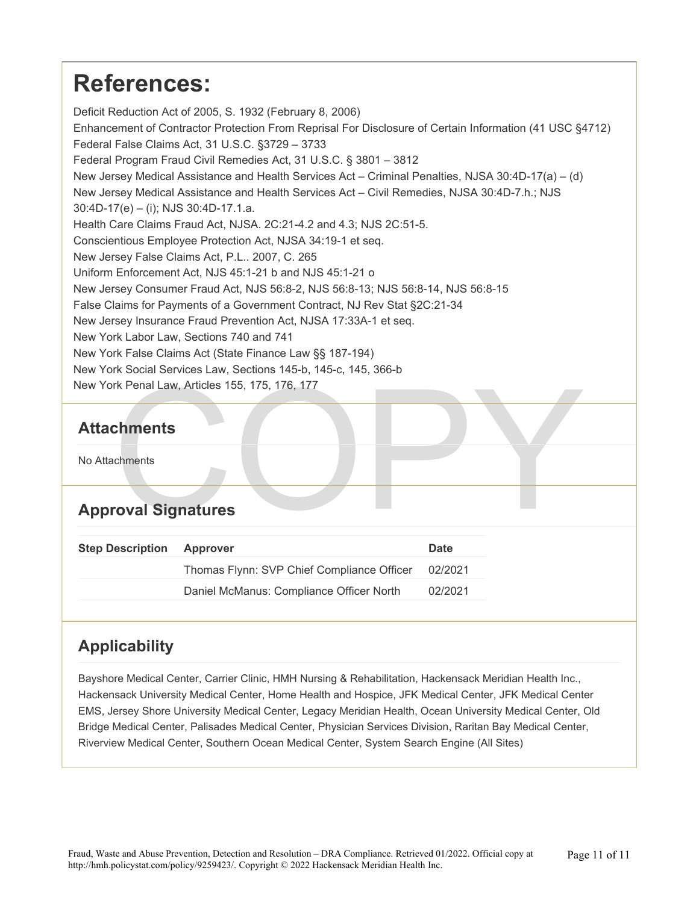# References:

Deficit Reduction Act of 2005, S. 1932 (February 8, 2006)
Enhancement of Contractor Protection From Reprisal For Disclosure of Certain Information (41 USC §4712)
Federal False Claims Act, 31 U.S.C. §3729 – 3733
Federal Program Fraud Civil Remedies Act, 31 U.S.C. § 3801 – 3812
New Jersey Medical Assistance and Health Services Act – Criminal Penalties, NJSA 30:4D-17(a) – (d)
New Jersey Medical Assistance and Health Services Act – Civil Remedies, NJSA 30:4D-7.h.; NJS 30:4D-17(e) – (i); NJS 30:4D-17.1.a.
Health Care Claims Fraud Act, NJSA. 2C:21-4.2 and 4.3; NJS 2C:51-5.
Conscientious Employee Protection Act, NJSA 34:19-1 et seq.
New Jersey False Claims Act, P.L.. 2007, C. 265
Uniform Enforcement Act, NJS 45:1-21 b and NJS 45:1-21 o
New Jersey Consumer Fraud Act, NJS 56:8-2, NJS 56:8-13; NJS 56:8-14, NJS 56:8-15
False Claims for Payments of a Government Contract, NJ Rev Stat §2C:21-34
New Jersey Insurance Fraud Prevention Act, NJSA 17:33A-1 et seq.
New York Labor Law, Sections 740 and 741
New York False Claims Act (State Finance Law §§ 187-194)
New York Social Services Law, Sections 145-b, 145-c, 145, 366-b
New York Penal Law, Articles 155, 175, 176, 177

## Attachments

No Attachments

## Approval Signatures

| Step Description | Approver | Date |
| --- | --- | --- |
| | Thomas Flynn: SVP Chief Compliance Officer | 02/2021 |
| | Daniel McManus: Compliance Officer North | 02/2021 |

## Applicability

Bayshore Medical Center, Carrier Clinic, HMH Nursing & Rehabilitation, Hackensack Meridian Health Inc., Hackensack University Medical Center, Home Health and Hospice, JFK Medical Center, JFK Medical Center EMS, Jersey Shore University Medical Center, Legacy Meridian Health, Ocean University Medical Center, Old Bridge Medical Center, Palisades Medical Center, Physician Services Division, Raritan Bay Medical Center, Riverview Medical Center, Southern Ocean Medical Center, System Search Engine (All Sites)